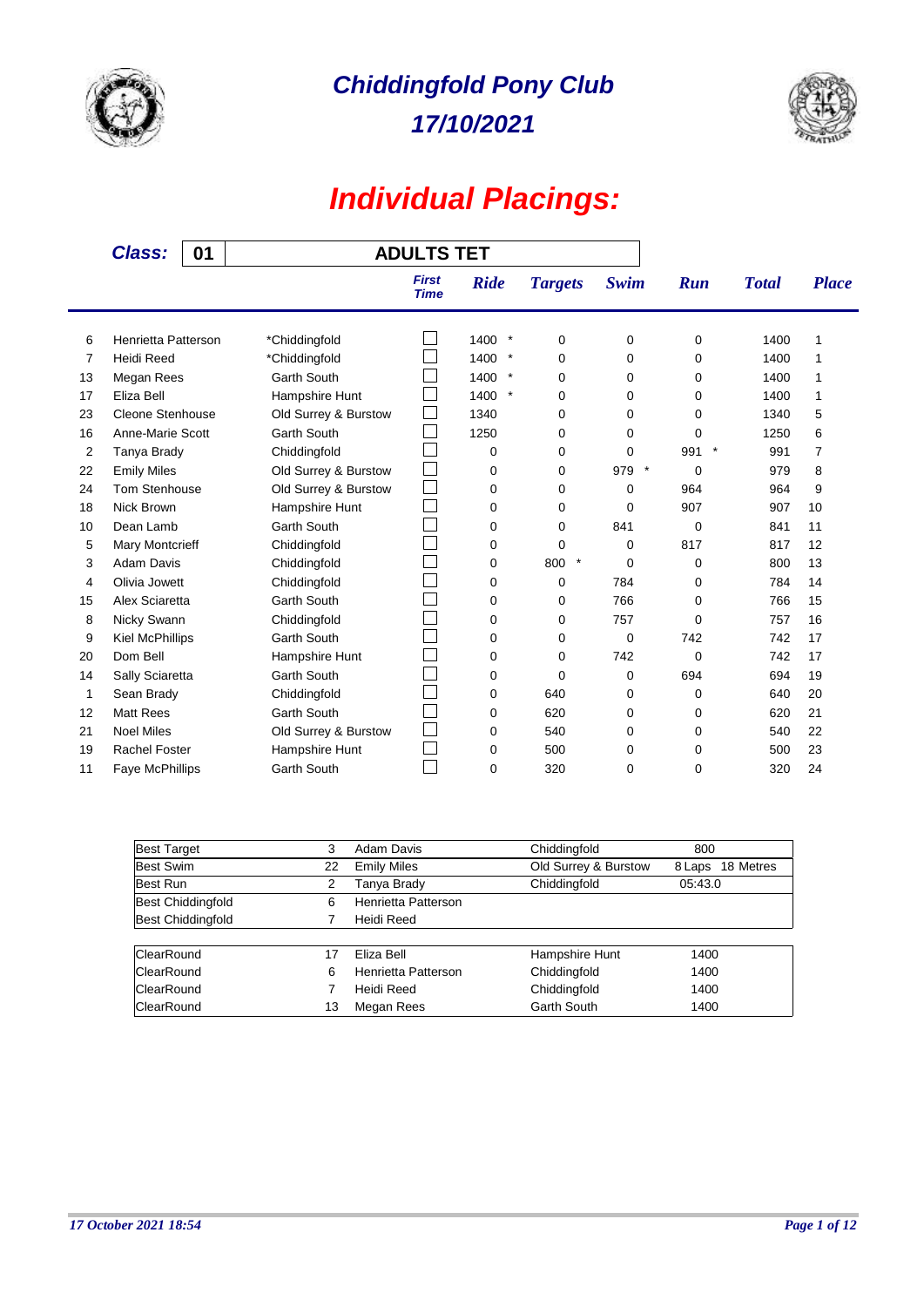# Chiddingfold Pony Club

## 17/10/2021

# Individual Placings:

**Class:** 01 — **ADULTS TET**

| | | | First Time | Ride | Targets | Swim | Run | Total | Place |
|---|---|---|---|---|---|---|---|---|---|
| 6 | Henrietta Patterson | *Chiddingfold | ☐ | 1400 * | 0 | 0 | 0 | 1400 | 1 |
| 7 | Heidi Reed | *Chiddingfold | ☐ | 1400 * | 0 | 0 | 0 | 1400 | 1 |
| 13 | Megan Rees | Garth South | ☐ | 1400 * | 0 | 0 | 0 | 1400 | 1 |
| 17 | Eliza Bell | Hampshire Hunt | ☐ | 1400 * | 0 | 0 | 0 | 1400 | 1 |
| 23 | Cleone Stenhouse | Old Surrey & Burstow | ☐ | 1340 | 0 | 0 | 0 | 1340 | 5 |
| 16 | Anne-Marie Scott | Garth South | ☐ | 1250 | 0 | 0 | 0 | 1250 | 6 |
| 2 | Tanya Brady | Chiddingfold | ☐ | 0 | 0 | 0 | 991 * | 991 | 7 |
| 22 | Emily Miles | Old Surrey & Burstow | ☐ | 0 | 0 | 979 * | 0 | 979 | 8 |
| 24 | Tom Stenhouse | Old Surrey & Burstow | ☐ | 0 | 0 | 0 | 964 | 964 | 9 |
| 18 | Nick Brown | Hampshire Hunt | ☐ | 0 | 0 | 0 | 907 | 907 | 10 |
| 10 | Dean Lamb | Garth South | ☐ | 0 | 0 | 841 | 0 | 841 | 11 |
| 5 | Mary Montcrieff | Chiddingfold | ☐ | 0 | 0 | 0 | 817 | 817 | 12 |
| 3 | Adam Davis | Chiddingfold | ☐ | 0 | 800 * | 0 | 0 | 800 | 13 |
| 4 | Olivia Jowett | Chiddingfold | ☐ | 0 | 0 | 784 | 0 | 784 | 14 |
| 15 | Alex Sciaretta | Garth South | ☐ | 0 | 0 | 766 | 0 | 766 | 15 |
| 8 | Nicky Swann | Chiddingfold | ☐ | 0 | 0 | 757 | 0 | 757 | 16 |
| 9 | Kiel McPhillips | Garth South | ☐ | 0 | 0 | 0 | 742 | 742 | 17 |
| 20 | Dom Bell | Hampshire Hunt | ☐ | 0 | 0 | 742 | 0 | 742 | 17 |
| 14 | Sally Sciaretta | Garth South | ☐ | 0 | 0 | 0 | 694 | 694 | 19 |
| 1 | Sean Brady | Chiddingfold | ☐ | 0 | 640 | 0 | 0 | 640 | 20 |
| 12 | Matt Rees | Garth South | ☐ | 0 | 620 | 0 | 0 | 620 | 21 |
| 21 | Noel Miles | Old Surrey & Burstow | ☐ | 0 | 540 | 0 | 0 | 540 | 22 |
| 19 | Rachel Foster | Hampshire Hunt | ☐ | 0 | 500 | 0 | 0 | 500 | 23 |
| 11 | Faye McPhillips | Garth South | ☐ | 0 | 320 | 0 | 0 | 320 | 24 |

| | | | | |
|---|---|---|---|---|
| Best Target | 3 | Adam Davis | Chiddingfold | 800 |
| Best Swim | 22 | Emily Miles | Old Surrey & Burstow | 8 Laps 18 Metres |
| Best Run | 2 | Tanya Brady | Chiddingfold | 05:43.0 |
| Best Chiddingfold | 6 | Henrietta Patterson | | |
| Best Chiddingfold | 7 | Heidi Reed | | |

| | | | | |
|---|---|---|---|---|
| ClearRound | 17 | Eliza Bell | Hampshire Hunt | 1400 |
| ClearRound | 6 | Henrietta Patterson | Chiddingfold | 1400 |
| ClearRound | 7 | Heidi Reed | Chiddingfold | 1400 |
| ClearRound | 13 | Megan Rees | Garth South | 1400 |

*17 October 2021 18:54*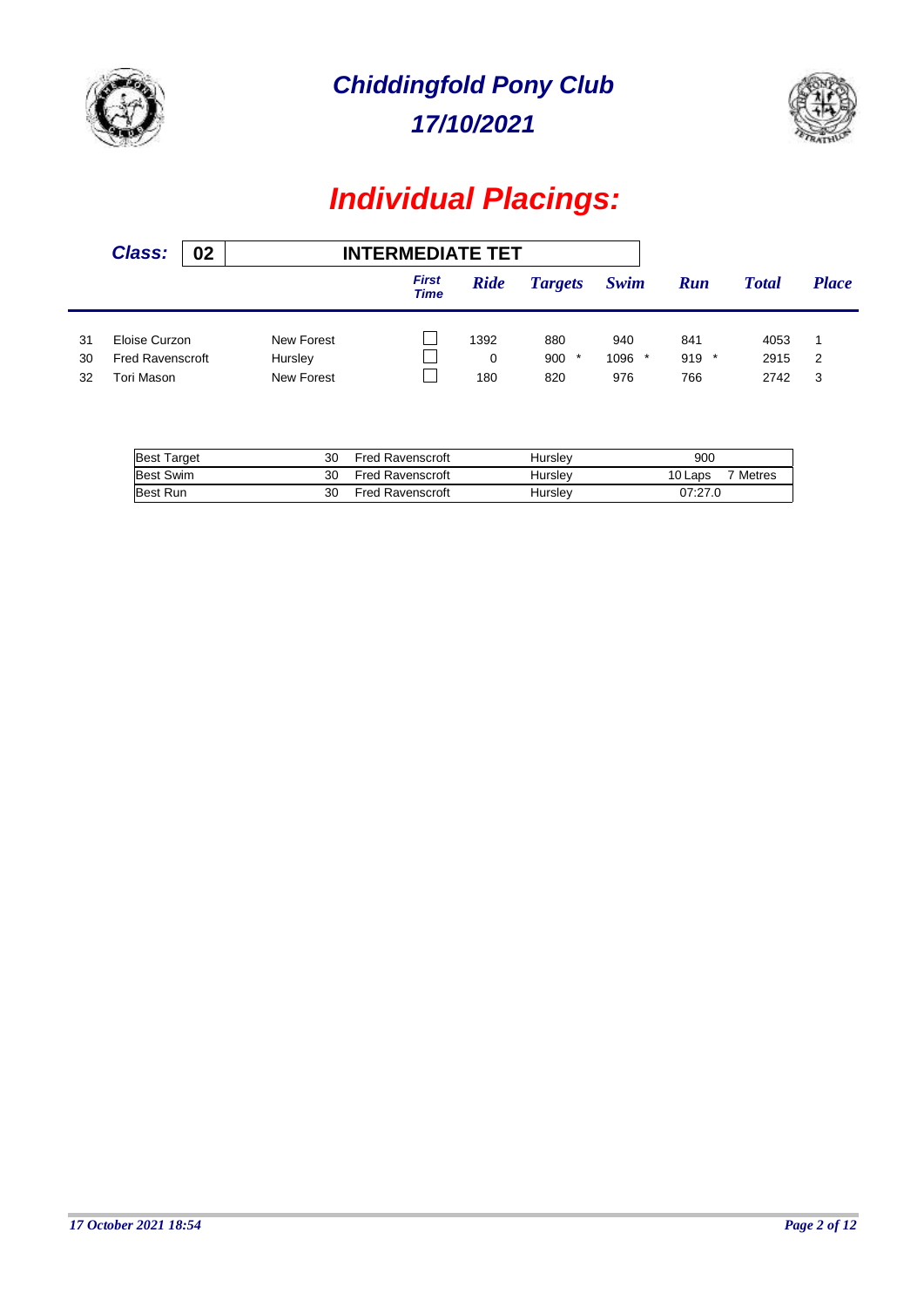# Chiddingfold Pony Club
## 17/10/2021

# Individual Placings:

**Class:** 02 **INTERMEDIATE TET**

| | | | First Time | Ride | Targets | Swim | Run | Total | Place |
|---|---|---|---|---|---|---|---|---|---|
| 31 | Eloise Curzon | New Forest | ☐ | 1392 | 880 | 940 | 841 | 4053 | 1 |
| 30 | Fred Ravenscroft | Hursley | ☐ | 0 | 900 * | 1096 * | 919 * | 2915 | 2 |
| 32 | Tori Mason | New Forest | ☐ | 180 | 820 | 976 | 766 | 2742 | 3 |

| | | | | |
|---|---|---|---|---|
| Best Target | 30 | Fred Ravenscroft | Hursley | 900 |
| Best Swim | 30 | Fred Ravenscroft | Hursley | 10 Laps 7 Metres |
| Best Run | 30 | Fred Ravenscroft | Hursley | 07:27.0 |

*17 October 2021 18:54*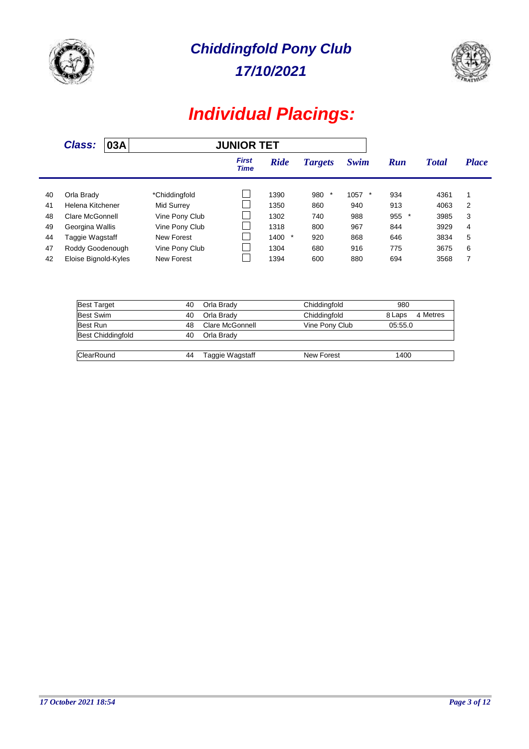# Chiddingfold Pony Club

## 17/10/2021

# Individual Placings:

**Class: 03A** — **JUNIOR TET**

| | Name | Club | First Time | Ride | Targets | Swim | Run | Total | Place |
|---|---|---|---|---|---|---|---|---|---|
| 40 | Orla Brady | *Chiddingfold | | 1390 | 980 * | 1057 * | 934 | 4361 | 1 |
| 41 | Helena Kitchener | Mid Surrey | | 1350 | 860 | 940 | 913 | 4063 | 2 |
| 48 | Clare McGonnell | Vine Pony Club | | 1302 | 740 | 988 | 955 * | 3985 | 3 |
| 49 | Georgina Wallis | Vine Pony Club | | 1318 | 800 | 967 | 844 | 3929 | 4 |
| 44 | Taggie Wagstaff | New Forest | | 1400 * | 920 | 868 | 646 | 3834 | 5 |
| 47 | Roddy Goodenough | Vine Pony Club | | 1304 | 680 | 916 | 775 | 3675 | 6 |
| 42 | Eloise Bignold-Kyles | New Forest | | 1394 | 600 | 880 | 694 | 3568 | 7 |

| Award | No. | Name | Club | Score |
|---|---|---|---|---|
| Best Target | 40 | Orla Brady | Chiddingfold | 980 |
| Best Swim | 40 | Orla Brady | Chiddingfold | 8 Laps 4 Metres |
| Best Run | 48 | Clare McGonnell | Vine Pony Club | 05:55.0 |
| Best Chiddingfold | 40 | Orla Brady | | |
| ClearRound | 44 | Taggie Wagstaff | New Forest | 1400 |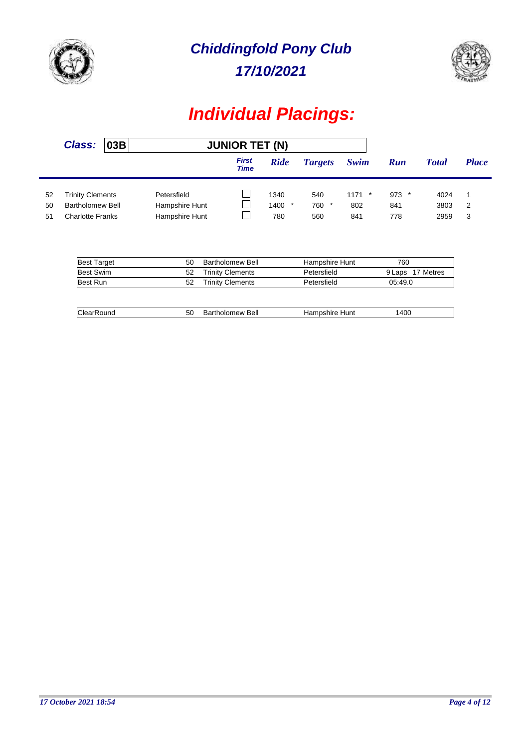# Chiddingfold Pony Club

## 17/10/2021

# Individual Placings:

**Class:** **03B** **JUNIOR TET (N)**

| | | | First Time | Ride | Targets | Swim | Run | Total | Place |
|---|---|---|---|---|---|---|---|---|---|
| 52 | Trinity Clements | Petersfield | ☐ | 1340 | 540 | 1171 * | 973 * | 4024 | 1 |
| 50 | Bartholomew Bell | Hampshire Hunt | ☐ | 1400 * | 760 * | 802 | 841 | 3803 | 2 |
| 51 | Charlotte Franks | Hampshire Hunt | ☐ | 780 | 560 | 841 | 778 | 2959 | 3 |

| | | | | |
|---|---|---|---|---|
| Best Target | 50 | Bartholomew Bell | Hampshire Hunt | 760 |
| Best Swim | 52 | Trinity Clements | Petersfield | 9 Laps 17 Metres |
| Best Run | 52 | Trinity Clements | Petersfield | 05:49.0 |

| | | | | |
|---|---|---|---|---|
| ClearRound | 50 | Bartholomew Bell | Hampshire Hunt | 1400 |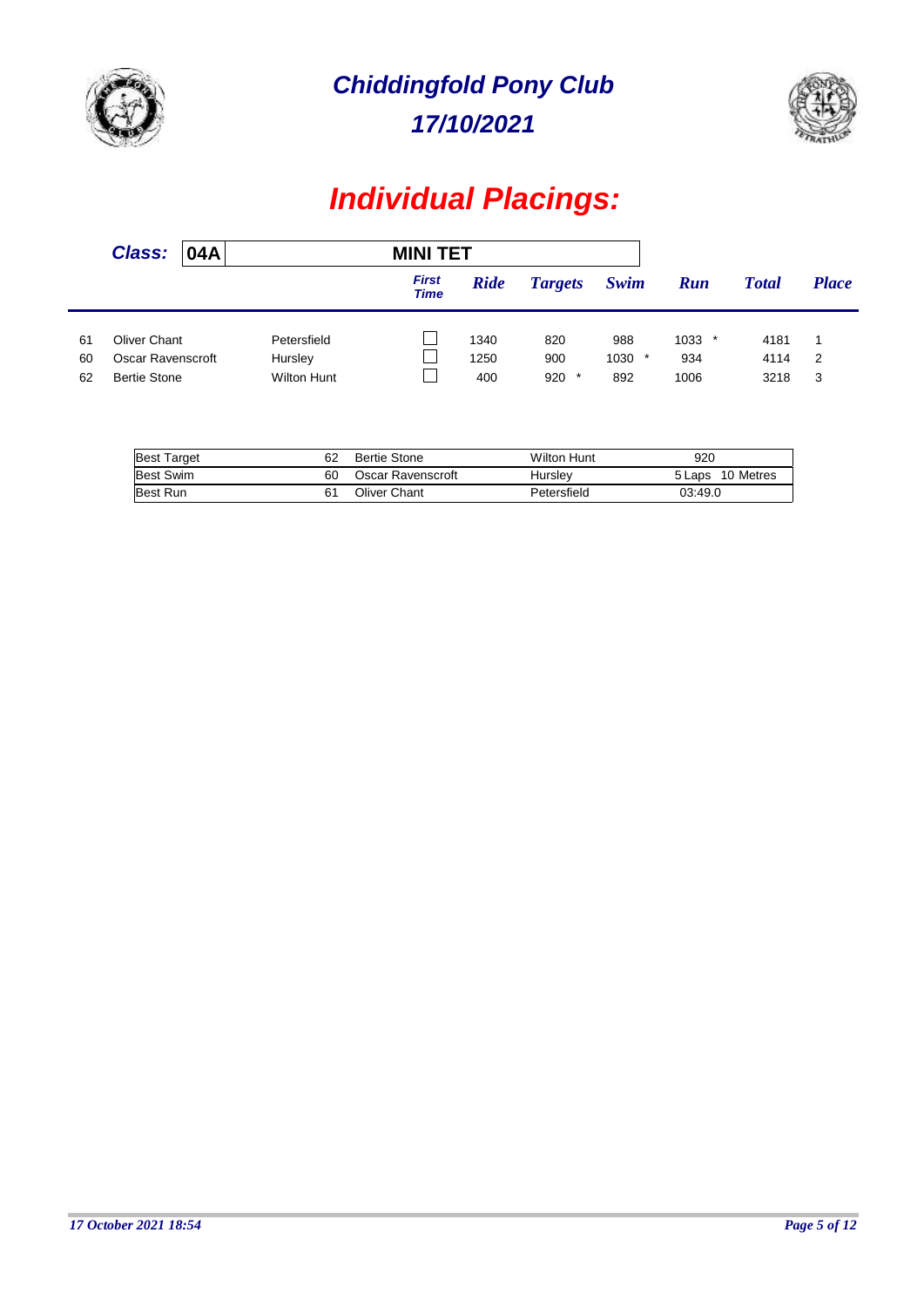# Chiddingfold Pony Club

## 17/10/2021

# Individual Placings:

**Class:** 04A — **MINI TET**

| No. | Name | Branch | First Time | Ride | Targets | Swim | Run | Total | Place |
|---|---|---|---|---|---|---|---|---|---|
| 61 | Oliver Chant | Petersfield | ☐ | 1340 | 820 | 988 | 1033 * | 4181 | 1 |
| 60 | Oscar Ravenscroft | Hursley | ☐ | 1250 | 900 | 1030 * | 934 | 4114 | 2 |
| 62 | Bertie Stone | Wilton Hunt | ☐ | 400 | 920 * | 892 | 1006 | 3218 | 3 |

| Award | No. | Name | Branch | Result |
|---|---|---|---|---|
| Best Target | 62 | Bertie Stone | Wilton Hunt | 920 |
| Best Swim | 60 | Oscar Ravenscroft | Hursley | 5 Laps 10 Metres |
| Best Run | 61 | Oliver Chant | Petersfield | 03:49.0 |

*17 October 2021 18:54*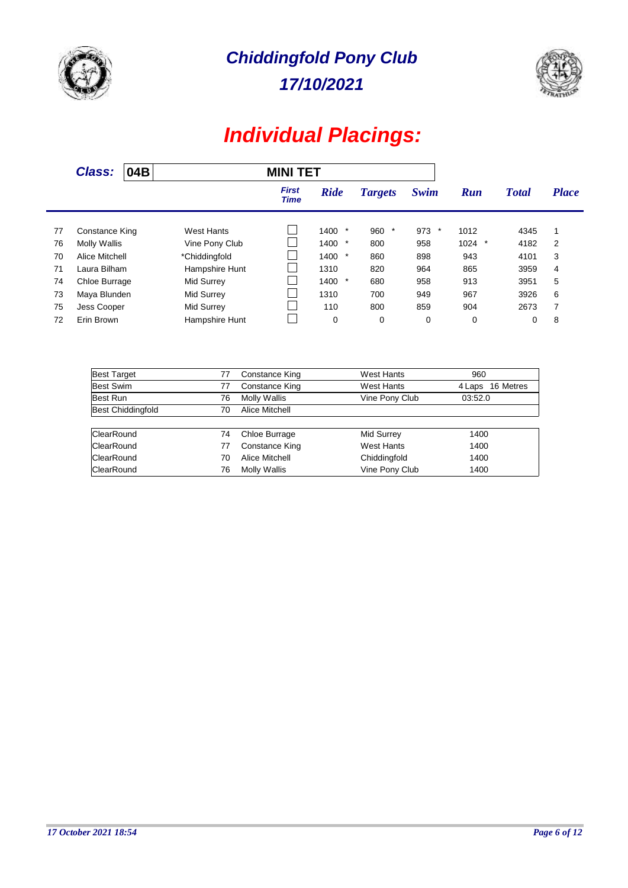# Chiddingfold Pony Club

## 17/10/2021

# Individual Placings:

**Class: 04B** — **MINI TET**

| | | | First Time | Ride | Targets | Swim | Run | Total | Place |
|---|---|---|---|---|---|---|---|---|---|
| 77 | Constance King | West Hants | | 1400 * | 960 * | 973 * | 1012 | 4345 | 1 |
| 76 | Molly Wallis | Vine Pony Club | | 1400 * | 800 | 958 | 1024 * | 4182 | 2 |
| 70 | Alice Mitchell | *Chiddingfold | | 1400 * | 860 | 898 | 943 | 4101 | 3 |
| 71 | Laura Bilham | Hampshire Hunt | | 1310 | 820 | 964 | 865 | 3959 | 4 |
| 74 | Chloe Burrage | Mid Surrey | | 1400 * | 680 | 958 | 913 | 3951 | 5 |
| 73 | Maya Blunden | Mid Surrey | | 1310 | 700 | 949 | 967 | 3926 | 6 |
| 75 | Jess Cooper | Mid Surrey | | 110 | 800 | 859 | 904 | 2673 | 7 |
| 72 | Erin Brown | Hampshire Hunt | | 0 | 0 | 0 | 0 | 0 | 8 |

| | | | | |
|---|---|---|---|---|
| Best Target | 77 | Constance King | West Hants | 960 |
| Best Swim | 77 | Constance King | West Hants | 4 Laps 16 Metres |
| Best Run | 76 | Molly Wallis | Vine Pony Club | 03:52.0 |
| Best Chiddingfold | 70 | Alice Mitchell | | |

| | | | | |
|---|---|---|---|---|
| ClearRound | 74 | Chloe Burrage | Mid Surrey | 1400 |
| ClearRound | 77 | Constance King | West Hants | 1400 |
| ClearRound | 70 | Alice Mitchell | Chiddingfold | 1400 |
| ClearRound | 76 | Molly Wallis | Vine Pony Club | 1400 |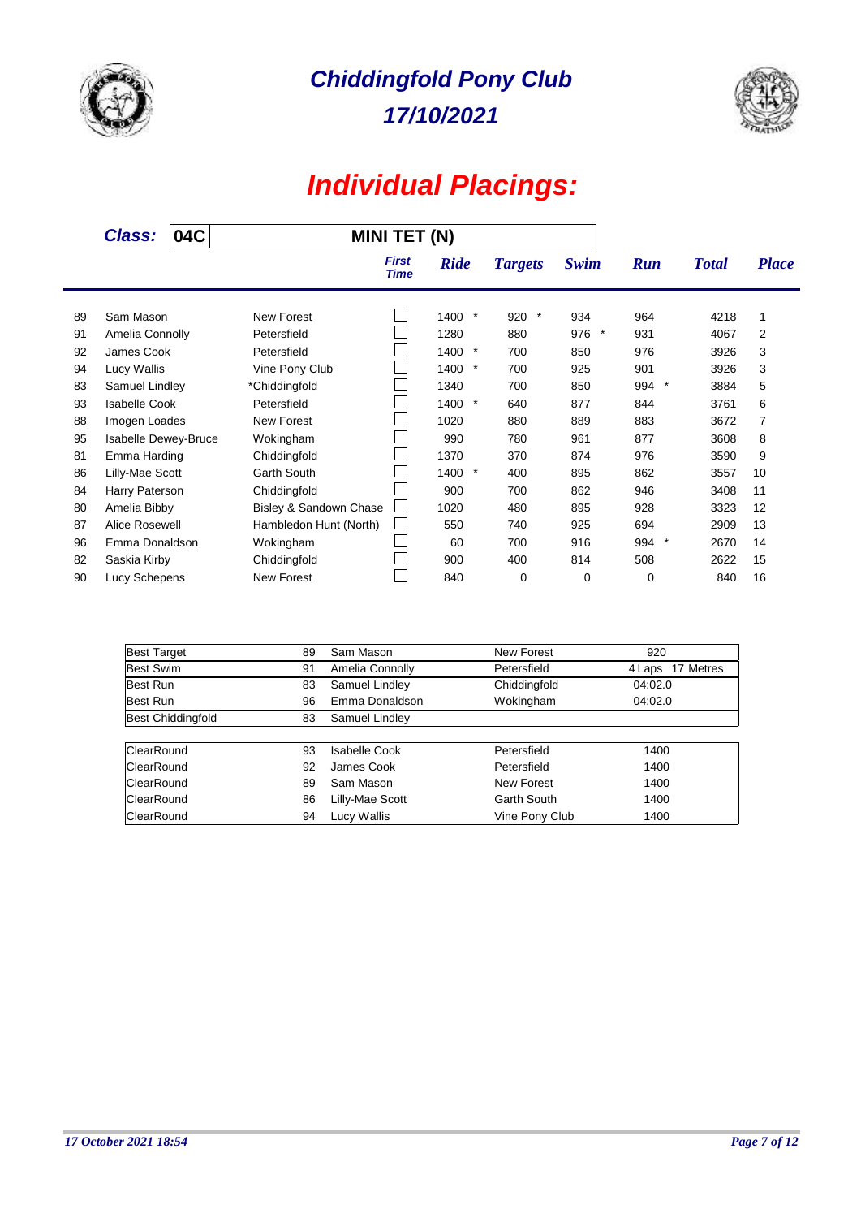# Chiddingfold Pony Club

## 17/10/2021

# Individual Placings:

**Class:** **04C** **MINI TET (N)**

| | Name | Club | First Time | Ride | Targets | Swim | Run | Total | Place |
|---|---|---|---|---|---|---|---|---|---|
| 89 | Sam Mason | New Forest | | 1400 * | 920 * | 934 | 964 | 4218 | 1 |
| 91 | Amelia Connolly | Petersfield | | 1280 | 880 | 976 * | 931 | 4067 | 2 |
| 92 | James Cook | Petersfield | | 1400 * | 700 | 850 | 976 | 3926 | 3 |
| 94 | Lucy Wallis | Vine Pony Club | | 1400 * | 700 | 925 | 901 | 3926 | 3 |
| 83 | Samuel Lindley | *Chiddingfold | | 1340 | 700 | 850 | 994 * | 3884 | 5 |
| 93 | Isabelle Cook | Petersfield | | 1400 * | 640 | 877 | 844 | 3761 | 6 |
| 88 | Imogen Loades | New Forest | | 1020 | 880 | 889 | 883 | 3672 | 7 |
| 95 | Isabelle Dewey-Bruce | Wokingham | | 990 | 780 | 961 | 877 | 3608 | 8 |
| 81 | Emma Harding | Chiddingfold | | 1370 | 370 | 874 | 976 | 3590 | 9 |
| 86 | Lilly-Mae Scott | Garth South | | 1400 * | 400 | 895 | 862 | 3557 | 10 |
| 84 | Harry Paterson | Chiddingfold | | 900 | 700 | 862 | 946 | 3408 | 11 |
| 80 | Amelia Bibby | Bisley & Sandown Chase | | 1020 | 480 | 895 | 928 | 3323 | 12 |
| 87 | Alice Rosewell | Hambledon Hunt (North) | | 550 | 740 | 925 | 694 | 2909 | 13 |
| 96 | Emma Donaldson | Wokingham | | 60 | 700 | 916 | 994 * | 2670 | 14 |
| 82 | Saskia Kirby | Chiddingfold | | 900 | 400 | 814 | 508 | 2622 | 15 |
| 90 | Lucy Schepens | New Forest | | 840 | 0 | 0 | 0 | 840 | 16 |

| Award | No. | Name | Club | Result |
|---|---|---|---|---|
| Best Target | 89 | Sam Mason | New Forest | 920 |
| Best Swim | 91 | Amelia Connolly | Petersfield | 4 Laps 17 Metres |
| Best Run | 83 | Samuel Lindley | Chiddingfold | 04:02.0 |
| Best Run | 96 | Emma Donaldson | Wokingham | 04:02.0 |
| Best Chiddingfold | 83 | Samuel Lindley | | |

| Award | No. | Name | Club | Score |
|---|---|---|---|---|
| ClearRound | 93 | Isabelle Cook | Petersfield | 1400 |
| ClearRound | 92 | James Cook | Petersfield | 1400 |
| ClearRound | 89 | Sam Mason | New Forest | 1400 |
| ClearRound | 86 | Lilly-Mae Scott | Garth South | 1400 |
| ClearRound | 94 | Lucy Wallis | Vine Pony Club | 1400 |

*17 October 2021 18:54*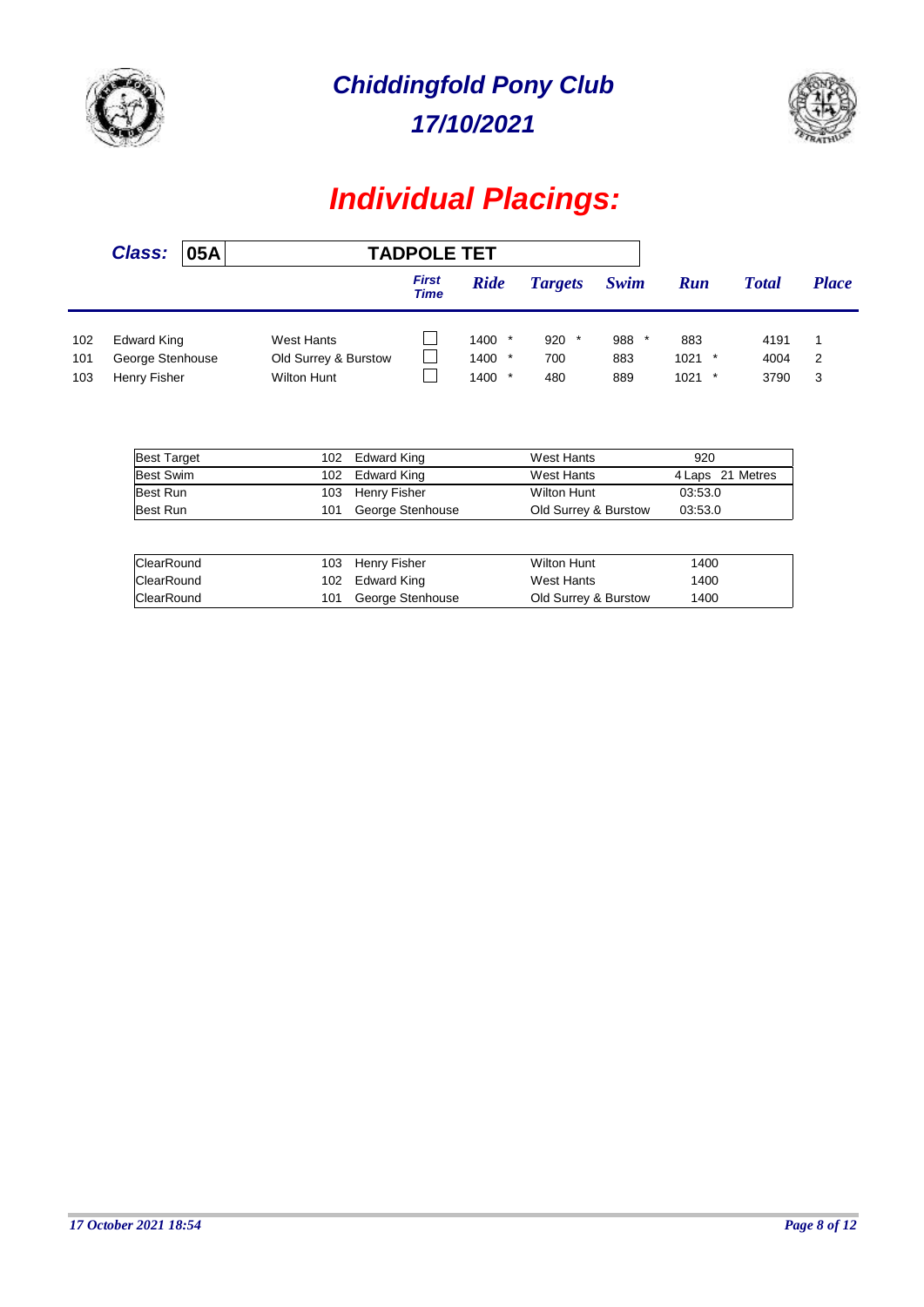# Chiddingfold Pony Club

## 17/10/2021

# Individual Placings:

**Class:** 05A — **TADPOLE TET**

| | | | First Time | Ride | Targets | Swim | Run | Total | Place |
|---|---|---|---|---|---|---|---|---|---|
| 102 | Edward King | West Hants | ☐ | 1400 * | 920 * | 988 * | 883 | 4191 | 1 |
| 101 | George Stenhouse | Old Surrey & Burstow | ☐ | 1400 * | 700 | 883 | 1021 * | 4004 | 2 |
| 103 | Henry Fisher | Wilton Hunt | ☐ | 1400 * | 480 | 889 | 1021 * | 3790 | 3 |

| | | | | |
|---|---|---|---|---|
| Best Target | 102 | Edward King | West Hants | 920 |
| Best Swim | 102 | Edward King | West Hants | 4 Laps 21 Metres |
| Best Run | 103 | Henry Fisher | Wilton Hunt | 03:53.0 |
| Best Run | 101 | George Stenhouse | Old Surrey & Burstow | 03:53.0 |

| | | | | |
|---|---|---|---|---|
| ClearRound | 103 | Henry Fisher | Wilton Hunt | 1400 |
| ClearRound | 102 | Edward King | West Hants | 1400 |
| ClearRound | 101 | George Stenhouse | Old Surrey & Burstow | 1400 |

*17 October 2021 18:54*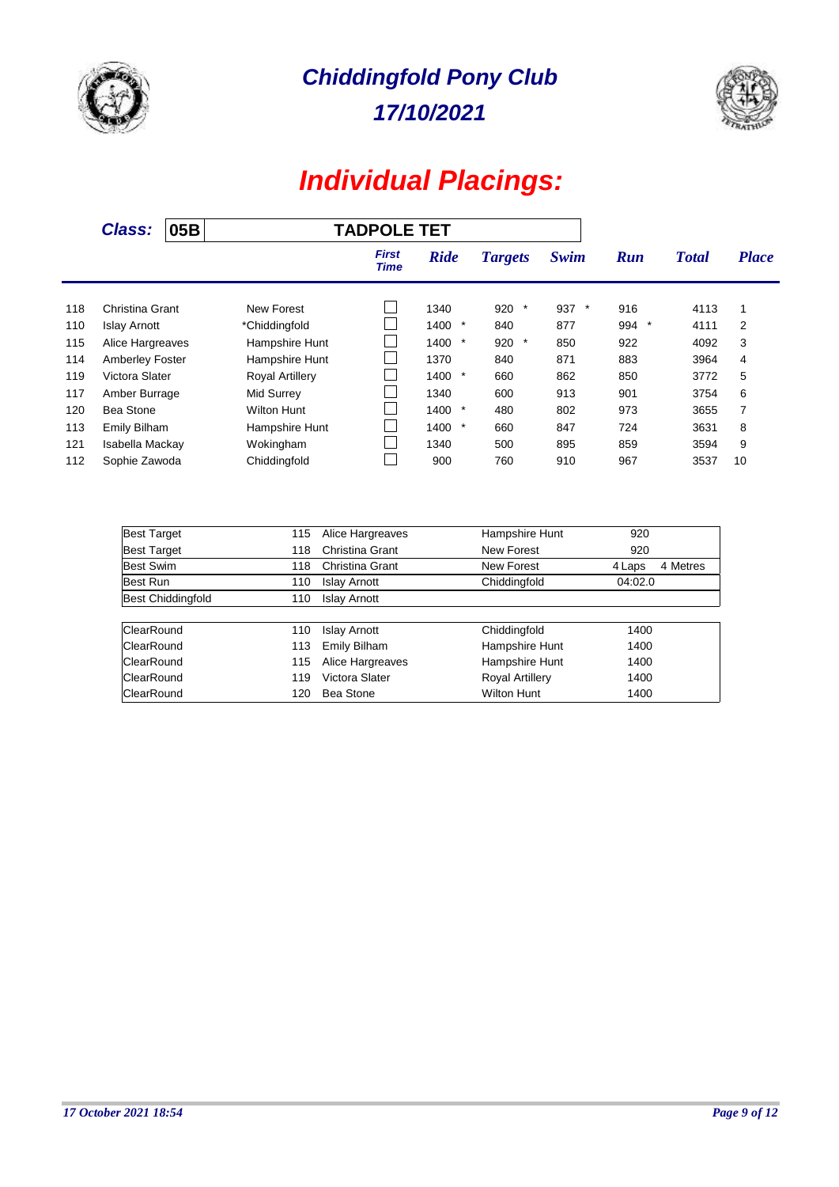# Chiddingfold Pony Club

## 17/10/2021

# Individual Placings:

**Class:** 05B — **TADPOLE TET**

| | | | First Time | Ride | Targets | Swim | Run | Total | Place |
|---|---|---|---|---|---|---|---|---|---|
| 118 | Christina Grant | New Forest | ☐ | 1340 | 920 * | 937 * | 916 | 4113 | 1 |
| 110 | Islay Arnott | *Chiddingfold | ☐ | 1400 * | 840 | 877 | 994 * | 4111 | 2 |
| 115 | Alice Hargreaves | Hampshire Hunt | ☐ | 1400 * | 920 * | 850 | 922 | 4092 | 3 |
| 114 | Amberley Foster | Hampshire Hunt | ☐ | 1370 | 840 | 871 | 883 | 3964 | 4 |
| 119 | Victora Slater | Royal Artillery | ☐ | 1400 * | 660 | 862 | 850 | 3772 | 5 |
| 117 | Amber Burrage | Mid Surrey | ☐ | 1340 | 600 | 913 | 901 | 3754 | 6 |
| 120 | Bea Stone | Wilton Hunt | ☐ | 1400 * | 480 | 802 | 973 | 3655 | 7 |
| 113 | Emily Bilham | Hampshire Hunt | ☐ | 1400 * | 660 | 847 | 724 | 3631 | 8 |
| 121 | Isabella Mackay | Wokingham | ☐ | 1340 | 500 | 895 | 859 | 3594 | 9 |
| 112 | Sophie Zawoda | Chiddingfold | ☐ | 900 | 760 | 910 | 967 | 3537 | 10 |

| | | | | | |
|---|---|---|---|---|---|
| Best Target | 115 | Alice Hargreaves | Hampshire Hunt | 920 | |
| Best Target | 118 | Christina Grant | New Forest | 920 | |
| Best Swim | 118 | Christina Grant | New Forest | 4 Laps | 4 Metres |
| Best Run | 110 | Islay Arnott | Chiddingfold | 04:02.0 | |
| Best Chiddingfold | 110 | Islay Arnott | | | |

| | | | | |
|---|---|---|---|---|
| ClearRound | 110 | Islay Arnott | Chiddingfold | 1400 |
| ClearRound | 113 | Emily Bilham | Hampshire Hunt | 1400 |
| ClearRound | 115 | Alice Hargreaves | Hampshire Hunt | 1400 |
| ClearRound | 119 | Victora Slater | Royal Artillery | 1400 |
| ClearRound | 120 | Bea Stone | Wilton Hunt | 1400 |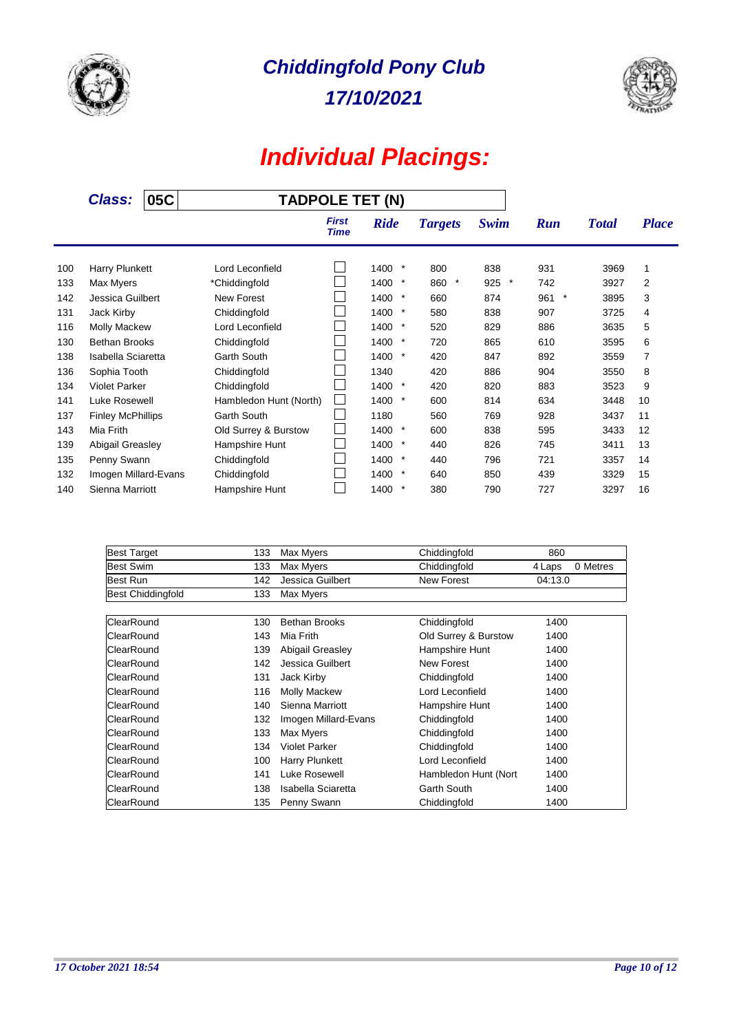# Chiddingfold Pony Club

## 17/10/2021

# Individual Placings:

**Class: 05C** — **TADPOLE TET (N)**

| No. | Name | Club | First Time | Ride | Targets | Swim | Run | Total | Place |
|---|---|---|---|---|---|---|---|---|---|
| 100 | Harry Plunkett | Lord Leconfield | | 1400 * | 800 | 838 | 931 | 3969 | 1 |
| 133 | Max Myers | *Chiddingfold | | 1400 * | 860 * | 925 * | 742 | 3927 | 2 |
| 142 | Jessica Guilbert | New Forest | | 1400 * | 660 | 874 | 961 * | 3895 | 3 |
| 131 | Jack Kirby | Chiddingfold | | 1400 * | 580 | 838 | 907 | 3725 | 4 |
| 116 | Molly Mackew | Lord Leconfield | | 1400 * | 520 | 829 | 886 | 3635 | 5 |
| 130 | Bethan Brooks | Chiddingfold | | 1400 * | 720 | 865 | 610 | 3595 | 6 |
| 138 | Isabella Sciaretta | Garth South | | 1400 * | 420 | 847 | 892 | 3559 | 7 |
| 136 | Sophia Tooth | Chiddingfold | | 1340 | 420 | 886 | 904 | 3550 | 8 |
| 134 | Violet Parker | Chiddingfold | | 1400 * | 420 | 820 | 883 | 3523 | 9 |
| 141 | Luke Rosewell | Hambledon Hunt (North) | | 1400 * | 600 | 814 | 634 | 3448 | 10 |
| 137 | Finley McPhillips | Garth South | | 1180 | 560 | 769 | 928 | 3437 | 11 |
| 143 | Mia Frith | Old Surrey & Burstow | | 1400 * | 600 | 838 | 595 | 3433 | 12 |
| 139 | Abigail Greasley | Hampshire Hunt | | 1400 * | 440 | 826 | 745 | 3411 | 13 |
| 135 | Penny Swann | Chiddingfold | | 1400 * | 440 | 796 | 721 | 3357 | 14 |
| 132 | Imogen Millard-Evans | Chiddingfold | | 1400 * | 640 | 850 | 439 | 3329 | 15 |
| 140 | Sienna Marriott | Hampshire Hunt | | 1400 * | 380 | 790 | 727 | 3297 | 16 |

| Award | No. | Name | Club | Result |
|---|---|---|---|---|
| Best Target | 133 | Max Myers | Chiddingfold | 860 |
| Best Swim | 133 | Max Myers | Chiddingfold | 4 Laps 0 Metres |
| Best Run | 142 | Jessica Guilbert | New Forest | 04:13.0 |
| Best Chiddingfold | 133 | Max Myers | | |

| Award | No. | Name | Club | Score |
|---|---|---|---|---|
| ClearRound | 130 | Bethan Brooks | Chiddingfold | 1400 |
| ClearRound | 143 | Mia Frith | Old Surrey & Burstow | 1400 |
| ClearRound | 139 | Abigail Greasley | Hampshire Hunt | 1400 |
| ClearRound | 142 | Jessica Guilbert | New Forest | 1400 |
| ClearRound | 131 | Jack Kirby | Chiddingfold | 1400 |
| ClearRound | 116 | Molly Mackew | Lord Leconfield | 1400 |
| ClearRound | 140 | Sienna Marriott | Hampshire Hunt | 1400 |
| ClearRound | 132 | Imogen Millard-Evans | Chiddingfold | 1400 |
| ClearRound | 133 | Max Myers | Chiddingfold | 1400 |
| ClearRound | 134 | Violet Parker | Chiddingfold | 1400 |
| ClearRound | 100 | Harry Plunkett | Lord Leconfield | 1400 |
| ClearRound | 141 | Luke Rosewell | Hambledon Hunt (Nort | 1400 |
| ClearRound | 138 | Isabella Sciaretta | Garth South | 1400 |
| ClearRound | 135 | Penny Swann | Chiddingfold | 1400 |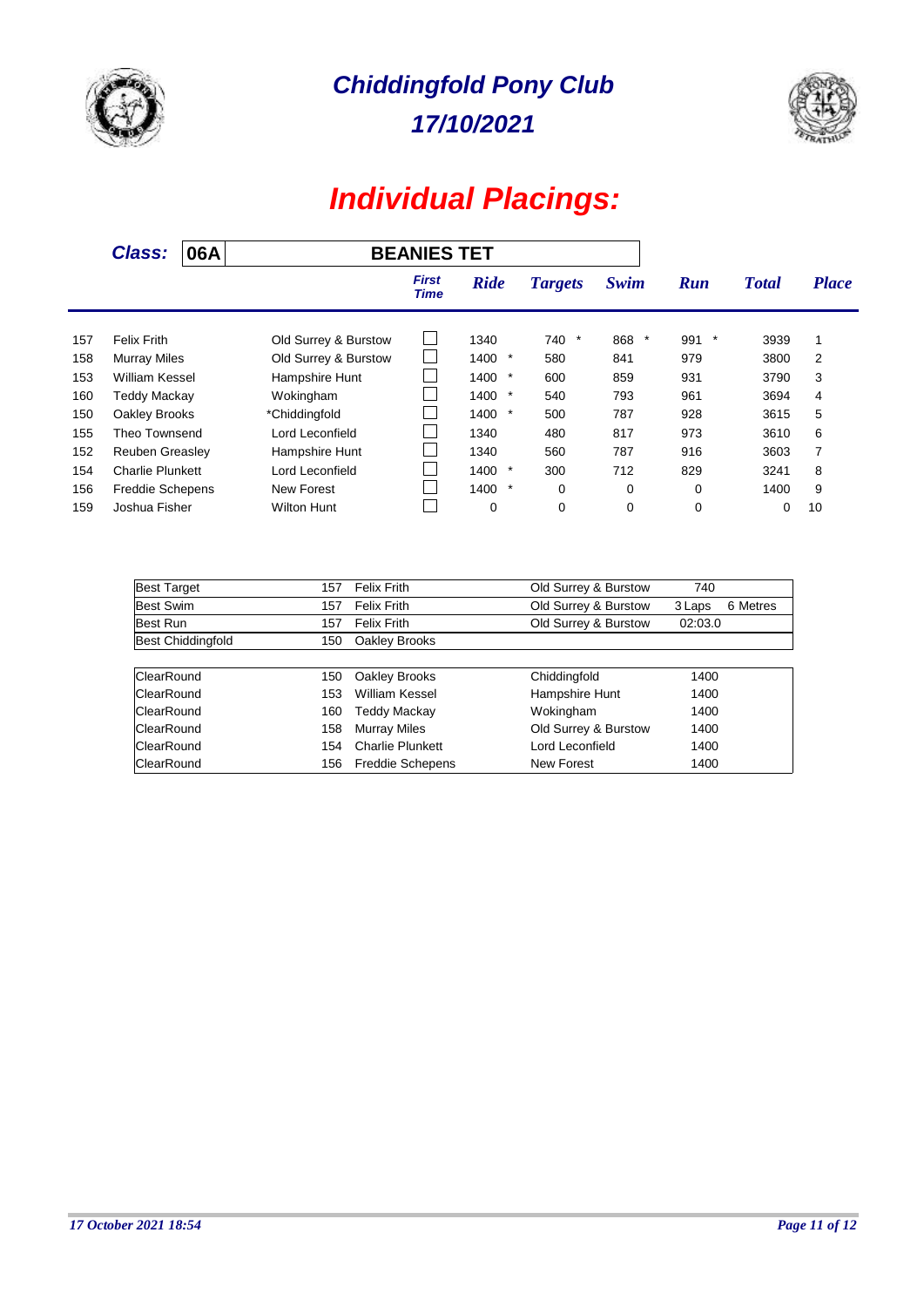# Chiddingfold Pony Club

## 17/10/2021

# Individual Placings:

**Class:** 06A **BEANIES TET**

| | | | First Time | Ride | Targets | Swim | Run | Total | Place |
|---|---|---|---|---|---|---|---|---|---|
| 157 | Felix Frith | Old Surrey & Burstow | ☐ | 1340 | 740 * | 868 * | 991 * | 3939 | 1 |
| 158 | Murray Miles | Old Surrey & Burstow | ☐ | 1400 * | 580 | 841 | 979 | 3800 | 2 |
| 153 | William Kessel | Hampshire Hunt | ☐ | 1400 * | 600 | 859 | 931 | 3790 | 3 |
| 160 | Teddy Mackay | Wokingham | ☐ | 1400 * | 540 | 793 | 961 | 3694 | 4 |
| 150 | Oakley Brooks | *Chiddingfold | ☐ | 1400 * | 500 | 787 | 928 | 3615 | 5 |
| 155 | Theo Townsend | Lord Leconfield | ☐ | 1340 | 480 | 817 | 973 | 3610 | 6 |
| 152 | Reuben Greasley | Hampshire Hunt | ☐ | 1340 | 560 | 787 | 916 | 3603 | 7 |
| 154 | Charlie Plunkett | Lord Leconfield | ☐ | 1400 * | 300 | 712 | 829 | 3241 | 8 |
| 156 | Freddie Schepens | New Forest | ☐ | 1400 * | 0 | 0 | 0 | 1400 | 9 |
| 159 | Joshua Fisher | Wilton Hunt | ☐ | 0 | 0 | 0 | 0 | 0 | 10 |

| | | | | | |
|---|---|---|---|---|---|
| Best Target | 157 | Felix Frith | Old Surrey & Burstow | 740 | |
| Best Swim | 157 | Felix Frith | Old Surrey & Burstow | 3 Laps | 6 Metres |
| Best Run | 157 | Felix Frith | Old Surrey & Burstow | 02:03.0 | |
| Best Chiddingfold | 150 | Oakley Brooks | | | |

| | | | | |
|---|---|---|---|---|
| ClearRound | 150 | Oakley Brooks | Chiddingfold | 1400 |
| ClearRound | 153 | William Kessel | Hampshire Hunt | 1400 |
| ClearRound | 160 | Teddy Mackay | Wokingham | 1400 |
| ClearRound | 158 | Murray Miles | Old Surrey & Burstow | 1400 |
| ClearRound | 154 | Charlie Plunkett | Lord Leconfield | 1400 |
| ClearRound | 156 | Freddie Schepens | New Forest | 1400 |

*17 October 2021 18:54*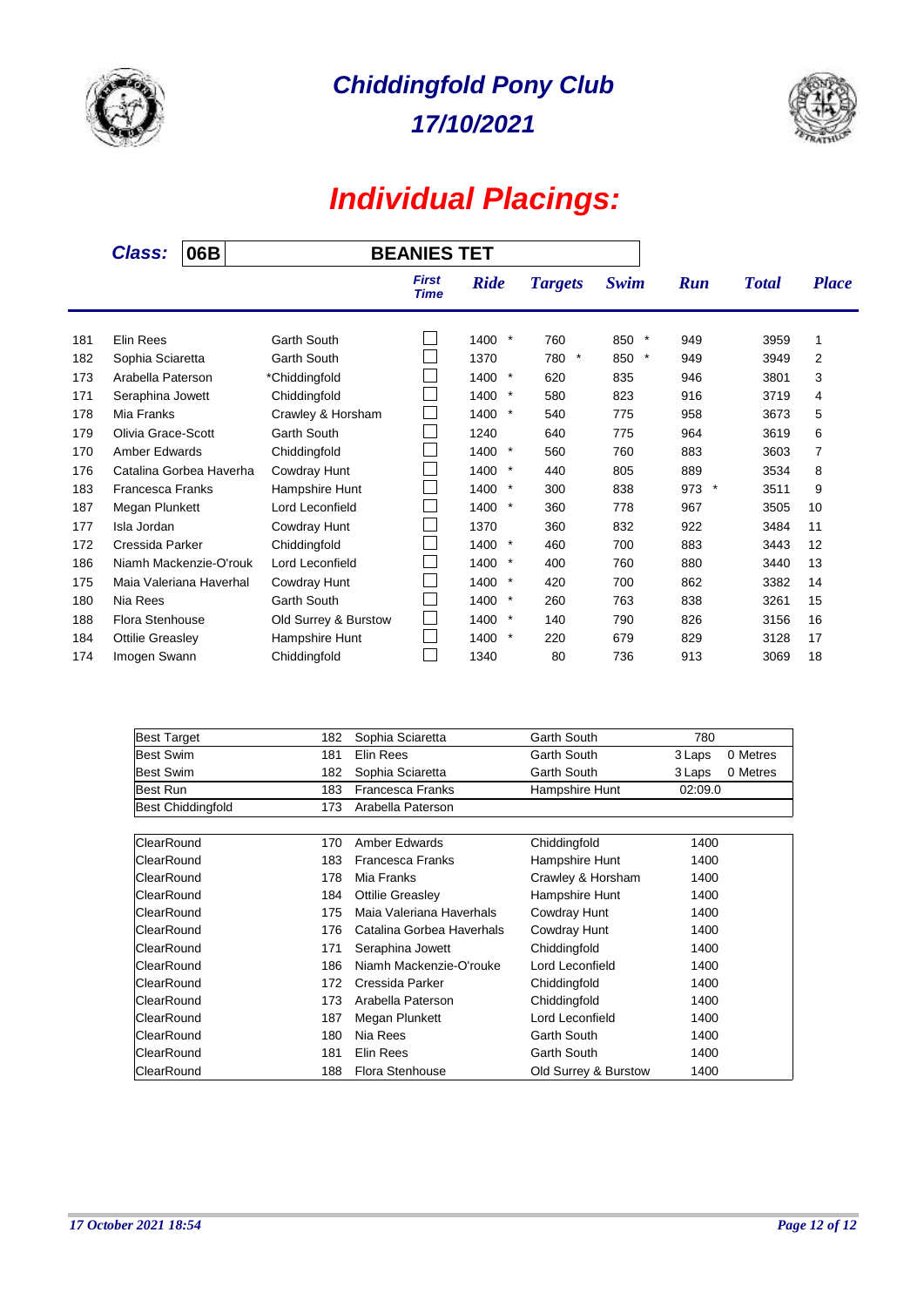# Chiddingfold Pony Club

## 17/10/2021

# Individual Placings:

**Class: 06B** **BEANIES TET**

| | | | First Time | Ride | Targets | Swim | Run | Total | Place |
|---|---|---|---|---|---|---|---|---|---|
| 181 | Elin Rees | Garth South | ☐ | 1400 * | 760 | 850 * | 949 | 3959 | 1 |
| 182 | Sophia Sciaretta | Garth South | ☐ | 1370 | 780 * | 850 * | 949 | 3949 | 2 |
| 173 | Arabella Paterson | *Chiddingfold | ☐ | 1400 * | 620 | 835 | 946 | 3801 | 3 |
| 171 | Seraphina Jowett | Chiddingfold | ☐ | 1400 * | 580 | 823 | 916 | 3719 | 4 |
| 178 | Mia Franks | Crawley & Horsham | ☐ | 1400 * | 540 | 775 | 958 | 3673 | 5 |
| 179 | Olivia Grace-Scott | Garth South | ☐ | 1240 | 640 | 775 | 964 | 3619 | 6 |
| 170 | Amber Edwards | Chiddingfold | ☐ | 1400 * | 560 | 760 | 883 | 3603 | 7 |
| 176 | Catalina Gorbea Haverha | Cowdray Hunt | ☐ | 1400 * | 440 | 805 | 889 | 3534 | 8 |
| 183 | Francesca Franks | Hampshire Hunt | ☐ | 1400 * | 300 | 838 | 973 * | 3511 | 9 |
| 187 | Megan Plunkett | Lord Leconfield | ☐ | 1400 * | 360 | 778 | 967 | 3505 | 10 |
| 177 | Isla Jordan | Cowdray Hunt | ☐ | 1370 | 360 | 832 | 922 | 3484 | 11 |
| 172 | Cressida Parker | Chiddingfold | ☐ | 1400 * | 460 | 700 | 883 | 3443 | 12 |
| 186 | Niamh Mackenzie-O'rouk | Lord Leconfield | ☐ | 1400 * | 400 | 760 | 880 | 3440 | 13 |
| 175 | Maia Valeriana Haverhal | Cowdray Hunt | ☐ | 1400 * | 420 | 700 | 862 | 3382 | 14 |
| 180 | Nia Rees | Garth South | ☐ | 1400 * | 260 | 763 | 838 | 3261 | 15 |
| 188 | Flora Stenhouse | Old Surrey & Burstow | ☐ | 1400 * | 140 | 790 | 826 | 3156 | 16 |
| 184 | Ottilie Greasley | Hampshire Hunt | ☐ | 1400 * | 220 | 679 | 829 | 3128 | 17 |
| 174 | Imogen Swann | Chiddingfold | ☐ | 1340 | 80 | 736 | 913 | 3069 | 18 |

| | | | | | |
|---|---|---|---|---|---|
| Best Target | 182 | Sophia Sciaretta | Garth South | 780 | |
| Best Swim | 181 | Elin Rees | Garth South | 3 Laps | 0 Metres |
| Best Swim | 182 | Sophia Sciaretta | Garth South | 3 Laps | 0 Metres |
| Best Run | 183 | Francesca Franks | Hampshire Hunt | 02:09.0 | |
| Best Chiddingfold | 173 | Arabella Paterson | | | |

| | | | | |
|---|---|---|---|---|
| ClearRound | 170 | Amber Edwards | Chiddingfold | 1400 |
| ClearRound | 183 | Francesca Franks | Hampshire Hunt | 1400 |
| ClearRound | 178 | Mia Franks | Crawley & Horsham | 1400 |
| ClearRound | 184 | Ottilie Greasley | Hampshire Hunt | 1400 |
| ClearRound | 175 | Maia Valeriana Haverhals | Cowdray Hunt | 1400 |
| ClearRound | 176 | Catalina Gorbea Haverhals | Cowdray Hunt | 1400 |
| ClearRound | 171 | Seraphina Jowett | Chiddingfold | 1400 |
| ClearRound | 186 | Niamh Mackenzie-O'rouke | Lord Leconfield | 1400 |
| ClearRound | 172 | Cressida Parker | Chiddingfold | 1400 |
| ClearRound | 173 | Arabella Paterson | Chiddingfold | 1400 |
| ClearRound | 187 | Megan Plunkett | Lord Leconfield | 1400 |
| ClearRound | 180 | Nia Rees | Garth South | 1400 |
| ClearRound | 181 | Elin Rees | Garth South | 1400 |
| ClearRound | 188 | Flora Stenhouse | Old Surrey & Burstow | 1400 |